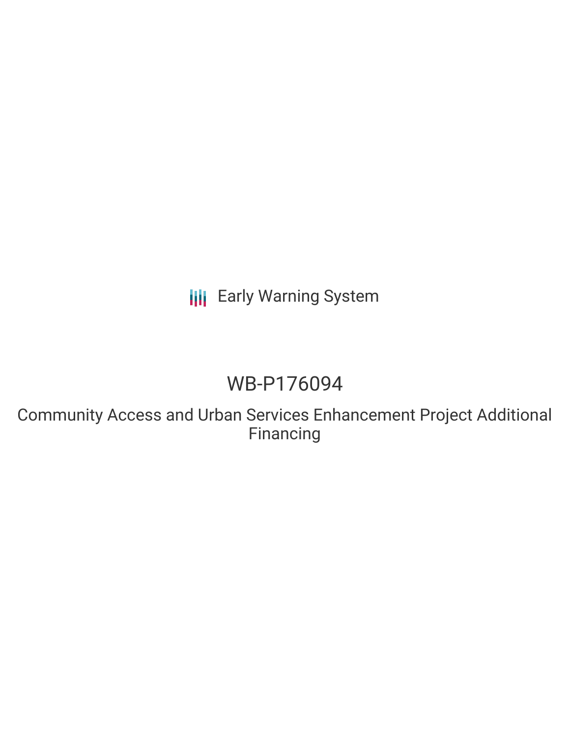Early Warning System

# WB-P176094

## Community Access and Urban Services Enhancement Project Additional Financing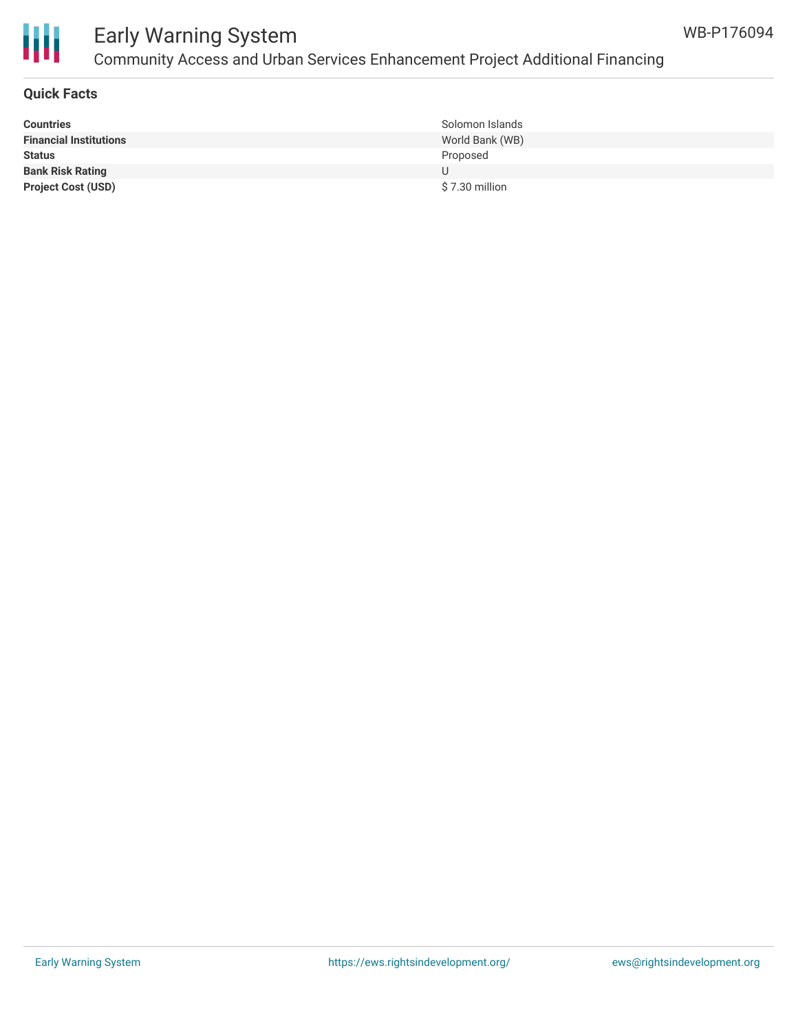## Quick Facts

| | |
|---|---|
| **Countries** | Solomon Islands |
| **Financial Institutions** | World Bank (WB) |
| **Status** | Proposed |
| **Bank Risk Rating** | U |
| **Project Cost (USD)** | $ 7.30 million |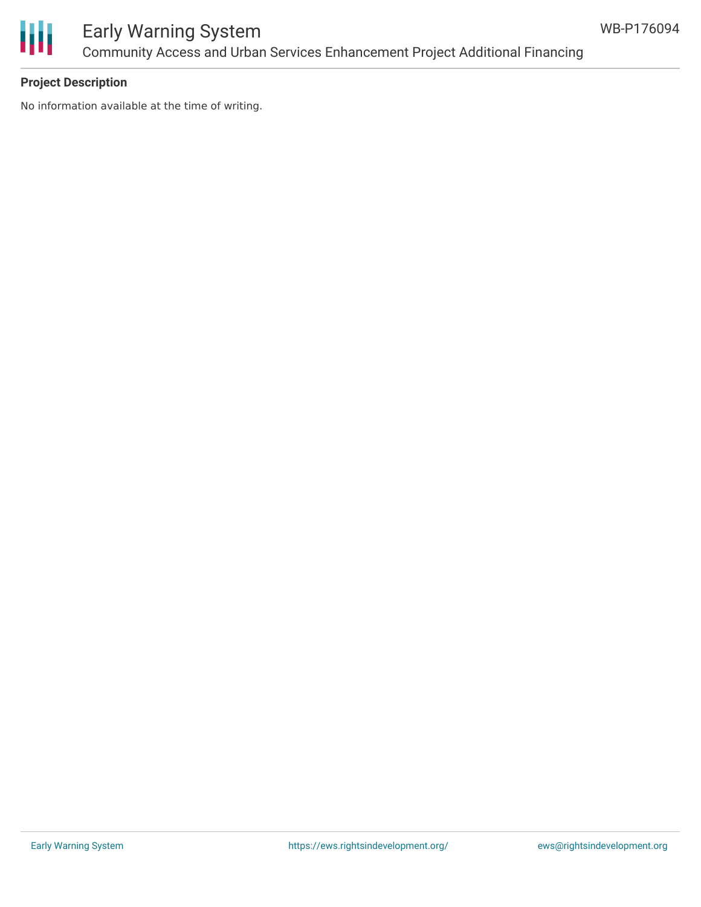**Project Description**

No information available at the time of writing.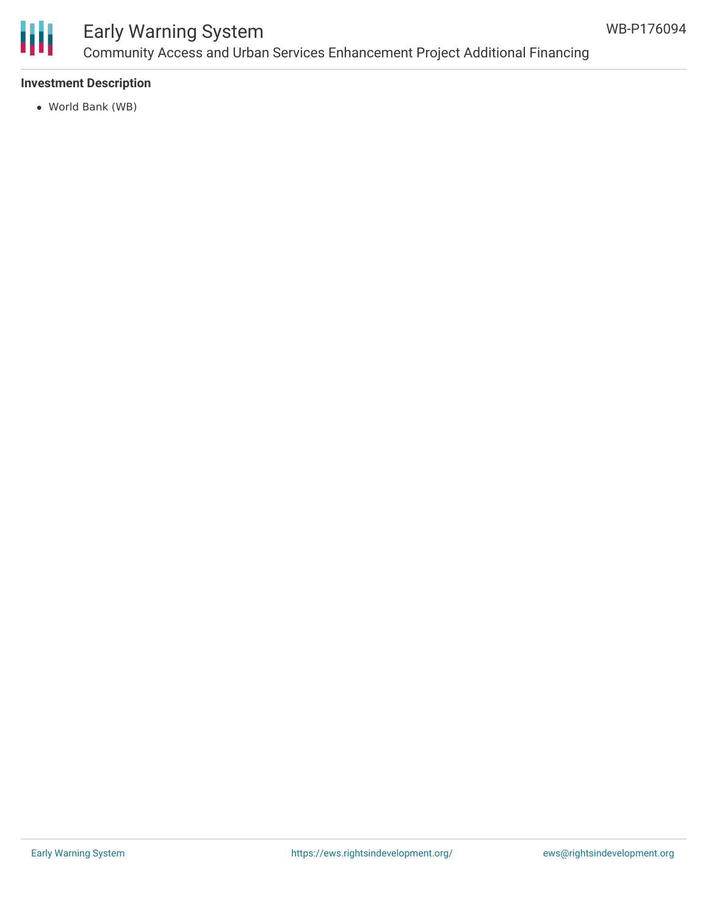**Investment Description**

- World Bank (WB)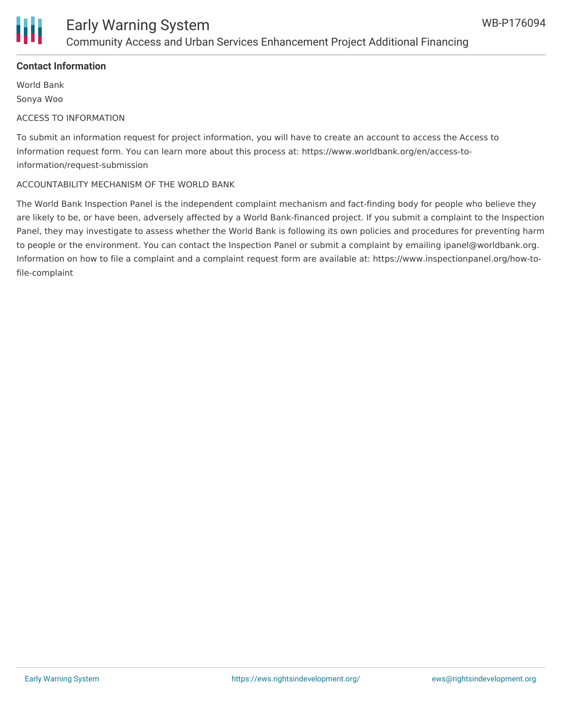## Contact Information

World Bank

Sonya Woo

ACCESS TO INFORMATION

To submit an information request for project information, you will have to create an account to access the Access to Information request form. You can learn more about this process at: https://www.worldbank.org/en/access-to-information/request-submission

ACCOUNTABILITY MECHANISM OF THE WORLD BANK

The World Bank Inspection Panel is the independent complaint mechanism and fact-finding body for people who believe they are likely to be, or have been, adversely affected by a World Bank-financed project. If you submit a complaint to the Inspection Panel, they may investigate to assess whether the World Bank is following its own policies and procedures for preventing harm to people or the environment. You can contact the Inspection Panel or submit a complaint by emailing ipanel@worldbank.org. Information on how to file a complaint and a complaint request form are available at: https://www.inspectionpanel.org/how-to-file-complaint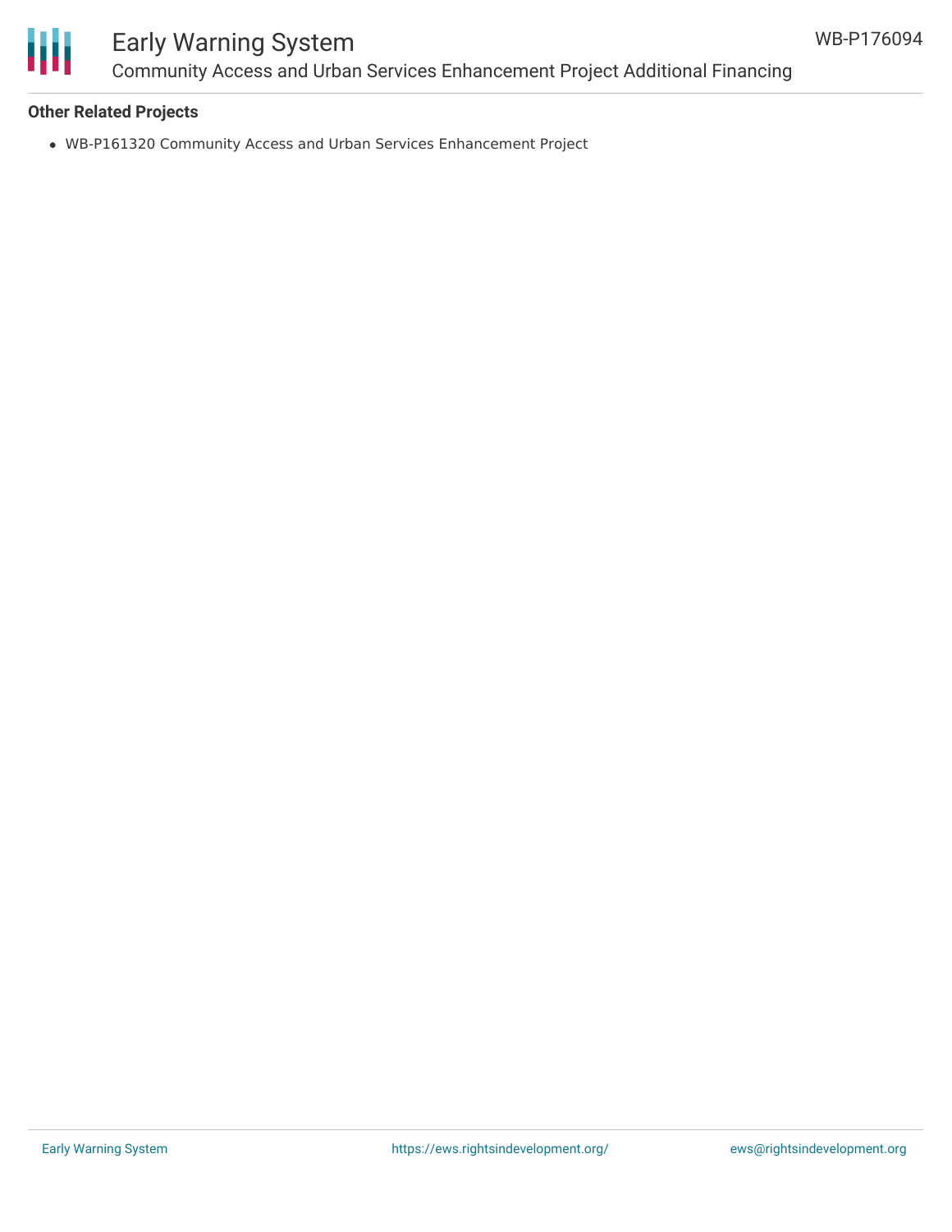**Other Related Projects**

- WB-P161320 Community Access and Urban Services Enhancement Project